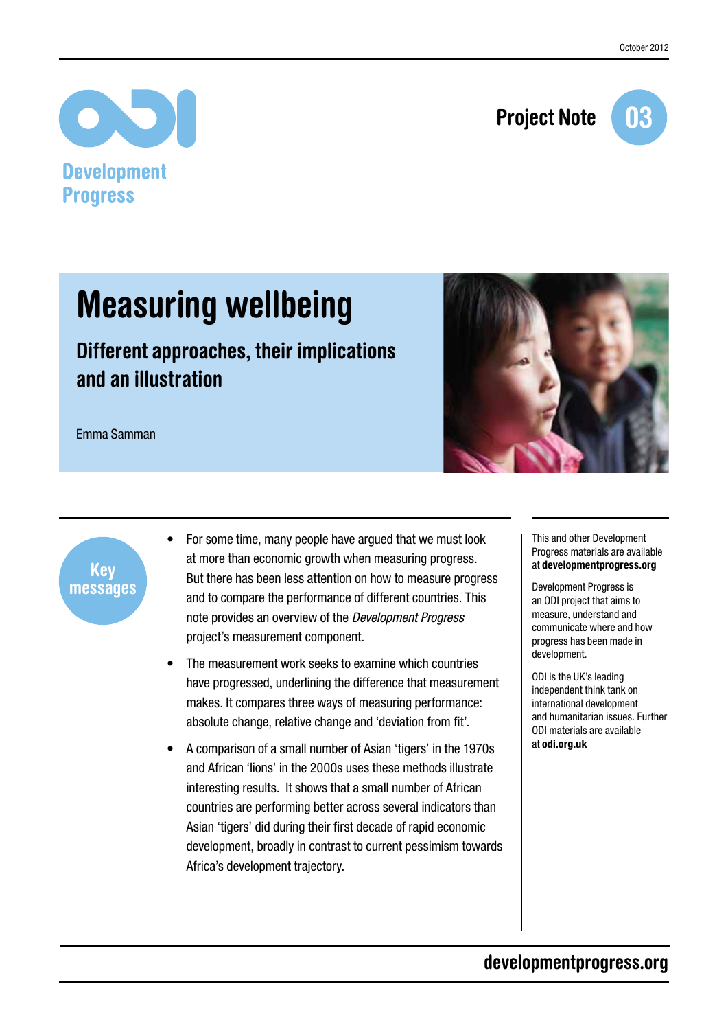October 2012

Development Progress

Project Note 03

# Measuring wellbeing

## Different approaches, their implications and an illustration

Emma Samman

### Key messages

- For some time, many people have argued that we must look at more than economic growth when measuring progress. But there has been less attention on how to measure progress and to compare the performance of different countries. This note provides an overview of the *Development Progress* project's measurement component.
- The measurement work seeks to examine which countries have progressed, underlining the difference that measurement makes. It compares three ways of measuring performance: absolute change, relative change and 'deviation from fit'.
- A comparison of a small number of Asian 'tigers' in the 1970s and African 'lions' in the 2000s uses these methods illustrate interesting results. It shows that a small number of African countries are performing better across several indicators than Asian 'tigers' did during their first decade of rapid economic development, broadly in contrast to current pessimism towards Africa's development trajectory.

This and other Development Progress materials are available at **developmentprogress.org**

Development Progress is an ODI project that aims to measure, understand and communicate where and how progress has been made in development.

ODI is the UK's leading independent think tank on international development and humanitarian issues. Further ODI materials are available at **odi.org.uk**

developmentprogress.org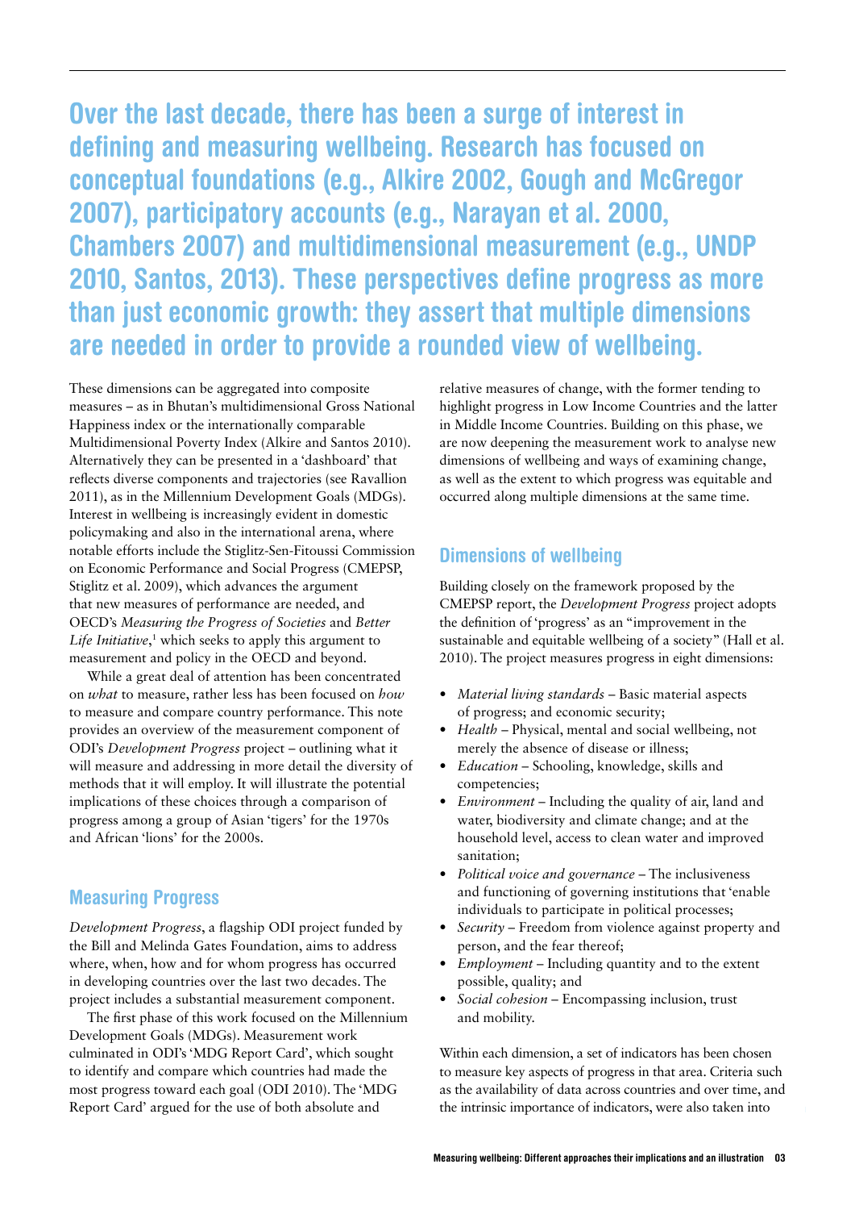**Over the last decade, there has been a surge of interest in defining and measuring wellbeing. Research has focused on conceptual foundations (e.g., Alkire 2002, Gough and McGregor 2007), participatory accounts (e.g., Narayan et al. 2000, Chambers 2007) and multidimensional measurement (e.g., UNDP 2010, Santos, 2013). These perspectives define progress as more than just economic growth: they assert that multiple dimensions are needed in order to provide a rounded view of wellbeing.**

These dimensions can be aggregated into composite measures – as in Bhutan's multidimensional Gross National Happiness index or the internationally comparable Multidimensional Poverty Index (Alkire and Santos 2010). Alternatively they can be presented in a 'dashboard' that reflects diverse components and trajectories (see Ravallion 2011), as in the Millennium Development Goals (MDGs). Interest in wellbeing is increasingly evident in domestic policymaking and also in the international arena, where notable efforts include the Stiglitz-Sen-Fitoussi Commission on Economic Performance and Social Progress (CMEPSP, Stiglitz et al. 2009), which advances the argument that new measures of performance are needed, and OECD's *Measuring the Progress of Societies* and *Better Life Initiative*,[1] which seeks to apply this argument to measurement and policy in the OECD and beyond.

While a great deal of attention has been concentrated on *what* to measure, rather less has been focused on *how* to measure and compare country performance. This note provides an overview of the measurement component of ODI's *Development Progress* project – outlining what it will measure and addressing in more detail the diversity of methods that it will employ. It will illustrate the potential implications of these choices through a comparison of progress among a group of Asian 'tigers' for the 1970s and African 'lions' for the 2000s.

## Measuring Progress

*Development Progress*, a flagship ODI project funded by the Bill and Melinda Gates Foundation, aims to address where, when, how and for whom progress has occurred in developing countries over the last two decades. The project includes a substantial measurement component.

The first phase of this work focused on the Millennium Development Goals (MDGs). Measurement work culminated in ODI's 'MDG Report Card', which sought to identify and compare which countries had made the most progress toward each goal (ODI 2010). The 'MDG Report Card' argued for the use of both absolute and relative measures of change, with the former tending to highlight progress in Low Income Countries and the latter in Middle Income Countries. Building on this phase, we are now deepening the measurement work to analyse new dimensions of wellbeing and ways of examining change, as well as the extent to which progress was equitable and occurred along multiple dimensions at the same time.

## Dimensions of wellbeing

Building closely on the framework proposed by the CMEPSP report, the *Development Progress* project adopts the definition of 'progress' as an "improvement in the sustainable and equitable wellbeing of a society" (Hall et al. 2010). The project measures progress in eight dimensions:

- *Material living standards* – Basic material aspects of progress; and economic security;
- *Health* – Physical, mental and social wellbeing, not merely the absence of disease or illness;
- *Education* – Schooling, knowledge, skills and competencies;
- *Environment* – Including the quality of air, land and water, biodiversity and climate change; and at the household level, access to clean water and improved sanitation;
- *Political voice and governance* – The inclusiveness and functioning of governing institutions that 'enable individuals to participate in political processes;
- *Security* – Freedom from violence against property and person, and the fear thereof;
- *Employment* – Including quantity and to the extent possible, quality; and
- *Social cohesion* – Encompassing inclusion, trust and mobility.

Within each dimension, a set of indicators has been chosen to measure key aspects of progress in that area. Criteria such as the availability of data across countries and over time, and the intrinsic importance of indicators, were also taken into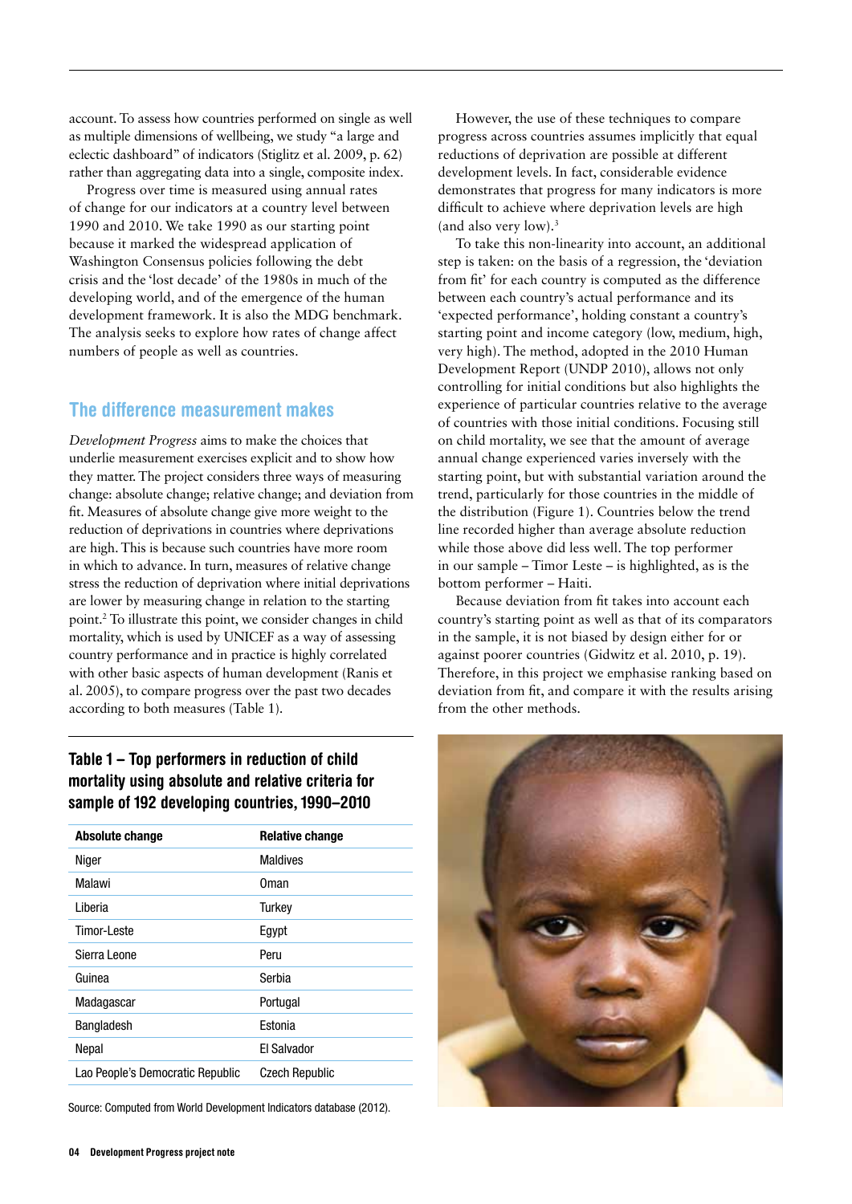account. To assess how countries performed on single as well as multiple dimensions of wellbeing, we study "a large and eclectic dashboard" of indicators (Stiglitz et al. 2009, p. 62) rather than aggregating data into a single, composite index.

Progress over time is measured using annual rates of change for our indicators at a country level between 1990 and 2010. We take 1990 as our starting point because it marked the widespread application of Washington Consensus policies following the debt crisis and the 'lost decade' of the 1980s in much of the developing world, and of the emergence of the human development framework. It is also the MDG benchmark. The analysis seeks to explore how rates of change affect numbers of people as well as countries.

## The difference measurement makes

*Development Progress* aims to make the choices that underlie measurement exercises explicit and to show how they matter. The project considers three ways of measuring change: absolute change; relative change; and deviation from fit. Measures of absolute change give more weight to the reduction of deprivations in countries where deprivations are high. This is because such countries have more room in which to advance. In turn, measures of relative change stress the reduction of deprivation where initial deprivations are lower by measuring change in relation to the starting point.[2] To illustrate this point, we consider changes in child mortality, which is used by UNICEF as a way of assessing country performance and in practice is highly correlated with other basic aspects of human development (Ranis et al. 2005), to compare progress over the past two decades according to both measures (Table 1).

**Table 1 – Top performers in reduction of child mortality using absolute and relative criteria for sample of 192 developing countries, 1990–2010**

| Absolute change | Relative change |
|---|---|
| Niger | Maldives |
| Malawi | Oman |
| Liberia | Turkey |
| Timor-Leste | Egypt |
| Sierra Leone | Peru |
| Guinea | Serbia |
| Madagascar | Portugal |
| Bangladesh | Estonia |
| Nepal | El Salvador |
| Lao People's Democratic Republic | Czech Republic |

Source: Computed from World Development Indicators database (2012).

However, the use of these techniques to compare progress across countries assumes implicitly that equal reductions of deprivation are possible at different development levels. In fact, considerable evidence demonstrates that progress for many indicators is more difficult to achieve where deprivation levels are high (and also very low).[3]

To take this non-linearity into account, an additional step is taken: on the basis of a regression, the 'deviation from fit' for each country is computed as the difference between each country's actual performance and its 'expected performance', holding constant a country's starting point and income category (low, medium, high, very high). The method, adopted in the 2010 Human Development Report (UNDP 2010), allows not only controlling for initial conditions but also highlights the experience of particular countries relative to the average of countries with those initial conditions. Focusing still on child mortality, we see that the amount of average annual change experienced varies inversely with the starting point, but with substantial variation around the trend, particularly for those countries in the middle of the distribution (Figure 1). Countries below the trend line recorded higher than average absolute reduction while those above did less well. The top performer in our sample – Timor Leste – is highlighted, as is the bottom performer – Haiti.

Because deviation from fit takes into account each country's starting point as well as that of its comparators in the sample, it is not biased by design either for or against poorer countries (Gidwitz et al. 2010, p. 19). Therefore, in this project we emphasise ranking based on deviation from fit, and compare it with the results arising from the other methods.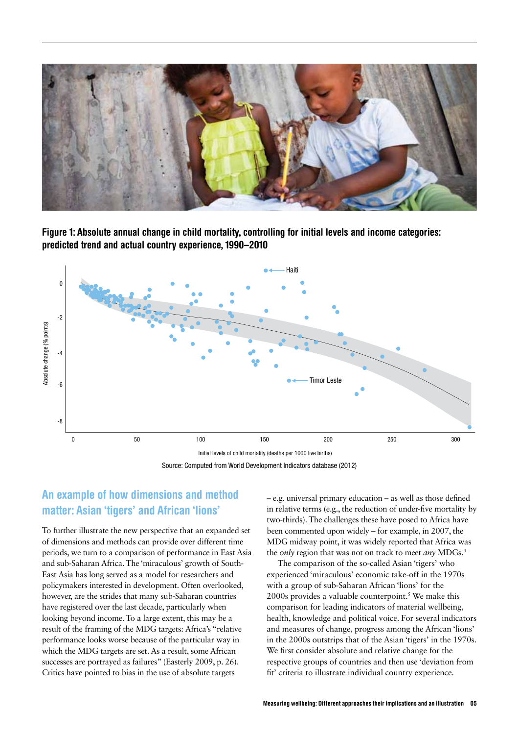**Figure 1: Absolute annual change in child mortality, controlling for initial levels and income categories: predicted trend and actual country experience, 1990–2010**

Source: Computed from World Development Indicators database (2012)

## An example of how dimensions and method matter: Asian 'tigers' and African 'lions'

To further illustrate the new perspective that an expanded set of dimensions and methods can provide over different time periods, we turn to a comparison of performance in East Asia and sub-Saharan Africa. The 'miraculous' growth of South-East Asia has long served as a model for researchers and policymakers interested in development. Often overlooked, however, are the strides that many sub-Saharan countries have registered over the last decade, particularly when looking beyond income. To a large extent, this may be a result of the framing of the MDG targets: Africa's "relative performance looks worse because of the particular way in which the MDG targets are set. As a result, some African successes are portrayed as failures" (Easterly 2009, p. 26). Critics have pointed to bias in the use of absolute targets – e.g. universal primary education – as well as those defined in relative terms (e.g., the reduction of under-five mortality by two-thirds). The challenges these have posed to Africa have been commented upon widely – for example, in 2007, the MDG midway point, it was widely reported that Africa was the *only* region that was not on track to meet *any* MDGs.[4]

The comparison of the so-called Asian 'tigers' who experienced 'miraculous' economic take-off in the 1970s with a group of sub-Saharan African 'lions' for the 2000s provides a valuable counterpoint.[5] We make this comparison for leading indicators of material wellbeing, health, knowledge and political voice. For several indicators and measures of change, progress among the African 'lions' in the 2000s outstrips that of the Asian 'tigers' in the 1970s. We first consider absolute and relative change for the respective groups of countries and then use 'deviation from fit' criteria to illustrate individual country experience.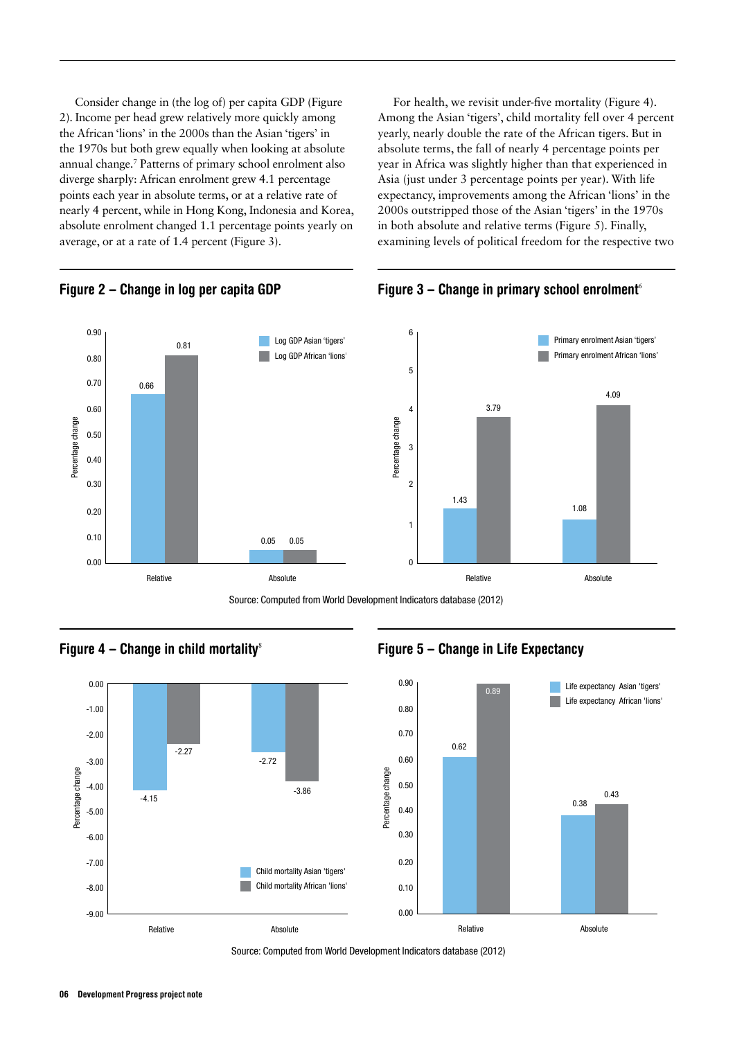Consider change in (the log of) per capita GDP (Figure 2). Income per head grew relatively more quickly among the African 'lions' in the 2000s than the Asian 'tigers' in the 1970s but both grew equally when looking at absolute annual change.[7] Patterns of primary school enrolment also diverge sharply: African enrolment grew 4.1 percentage points each year in absolute terms, or at a relative rate of nearly 4 percent, while in Hong Kong, Indonesia and Korea, absolute enrolment changed 1.1 percentage points yearly on average, or at a rate of 1.4 percent (Figure 3).

For health, we revisit under-five mortality (Figure 4). Among the Asian 'tigers', child mortality fell over 4 percent yearly, nearly double the rate of the African tigers. But in absolute terms, the fall of nearly 4 percentage points per year in Africa was slightly higher than that experienced in Asia (just under 3 percentage points per year). With life expectancy, improvements among the African 'lions' in the 2000s outstripped those of the Asian 'tigers' in the 1970s in both absolute and relative terms (Figure 5). Finally, examining levels of political freedom for the respective two

## Figure 2 – Change in log per capita GDP

| Percentage change | Log GDP Asian 'tigers' | Log GDP African 'lions' |
|---|---|---|
| Relative | 0.66 | 0.81 |
| Absolute | 0.05 | 0.05 |

## Figure 3 – Change in primary school enrolment[6]

| Percentage change | Primary enrolment Asian 'tigers' | Primary enrolment African 'lions' |
|---|---|---|
| Relative | 1.43 | 3.79 |
| Absolute | 1.08 | 4.09 |

Source: Computed from World Development Indicators database (2012)

## Figure 4 – Change in child mortality[8]

| Percentage change | Child mortality Asian 'tigers' | Child mortality African 'lions' |
|---|---|---|
| Relative | -4.15 | -2.27 |
| Absolute | -2.72 | -3.86 |

## Figure 5 – Change in Life Expectancy

| Percentage change | Life expectancy Asian 'tigers' | Life expectancy African 'lions' |
|---|---|---|
| Relative | 0.62 | 0.89 |
| Absolute | 0.38 | 0.43 |

Source: Computed from World Development Indicators database (2012)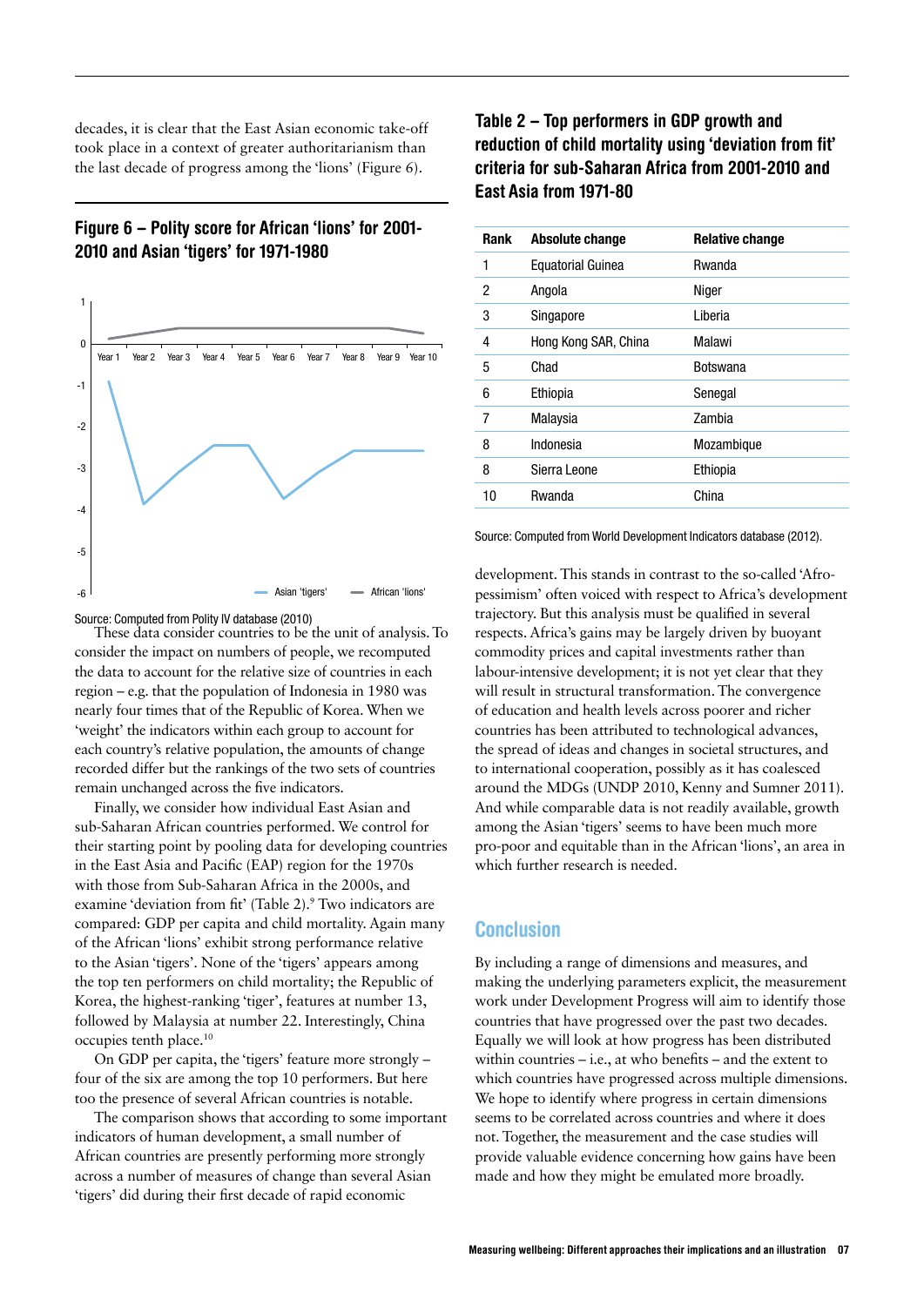decades, it is clear that the East Asian economic take-off took place in a context of greater authoritarianism than the last decade of progress among the 'lions' (Figure 6).

### Figure 6 – Polity score for African 'lions' for 2001-2010 and Asian 'tigers' for 1971-1980

Source: Computed from Polity IV database (2010)

These data consider countries to be the unit of analysis. To consider the impact on numbers of people, we recomputed the data to account for the relative size of countries in each region – e.g. that the population of Indonesia in 1980 was nearly four times that of the Republic of Korea. When we 'weight' the indicators within each group to account for each country's relative population, the amounts of change recorded differ but the rankings of the two sets of countries remain unchanged across the five indicators.

Finally, we consider how individual East Asian and sub-Saharan African countries performed. We control for their starting point by pooling data for developing countries in the East Asia and Pacific (EAP) region for the 1970s with those from Sub-Saharan Africa in the 2000s, and examine 'deviation from fit' (Table 2).[9] Two indicators are compared: GDP per capita and child mortality. Again many of the African 'lions' exhibit strong performance relative to the Asian 'tigers'. None of the 'tigers' appears among the top ten performers on child mortality; the Republic of Korea, the highest-ranking 'tiger', features at number 13, followed by Malaysia at number 22. Interestingly, China occupies tenth place.[10]

On GDP per capita, the 'tigers' feature more strongly – four of the six are among the top 10 performers. But here too the presence of several African countries is notable.

The comparison shows that according to some important indicators of human development, a small number of African countries are presently performing more strongly across a number of measures of change than several Asian 'tigers' did during their first decade of rapid economic

### Table 2 – Top performers in GDP growth and reduction of child mortality using 'deviation from fit' criteria for sub-Saharan Africa from 2001-2010 and East Asia from 1971-80

| Rank | Absolute change | Relative change |
|---|---|---|
| 1 | Equatorial Guinea | Rwanda |
| 2 | Angola | Niger |
| 3 | Singapore | Liberia |
| 4 | Hong Kong SAR, China | Malawi |
| 5 | Chad | Botswana |
| 6 | Ethiopia | Senegal |
| 7 | Malaysia | Zambia |
| 8 | Indonesia | Mozambique |
| 8 | Sierra Leone | Ethiopia |
| 10 | Rwanda | China |

Source: Computed from World Development Indicators database (2012).

development. This stands in contrast to the so-called 'Afro-pessimism' often voiced with respect to Africa's development trajectory. But this analysis must be qualified in several respects. Africa's gains may be largely driven by buoyant commodity prices and capital investments rather than labour-intensive development; it is not yet clear that they will result in structural transformation. The convergence of education and health levels across poorer and richer countries has been attributed to technological advances, the spread of ideas and changes in societal structures, and to international cooperation, possibly as it has coalesced around the MDGs (UNDP 2010, Kenny and Sumner 2011). And while comparable data is not readily available, growth among the Asian 'tigers' seems to have been much more pro-poor and equitable than in the African 'lions', an area in which further research is needed.

## Conclusion

By including a range of dimensions and measures, and making the underlying parameters explicit, the measurement work under Development Progress will aim to identify those countries that have progressed over the past two decades. Equally we will look at how progress has been distributed within countries – i.e., at who benefits – and the extent to which countries have progressed across multiple dimensions. We hope to identify where progress in certain dimensions seems to be correlated across countries and where it does not. Together, the measurement and the case studies will provide valuable evidence concerning how gains have been made and how they might be emulated more broadly.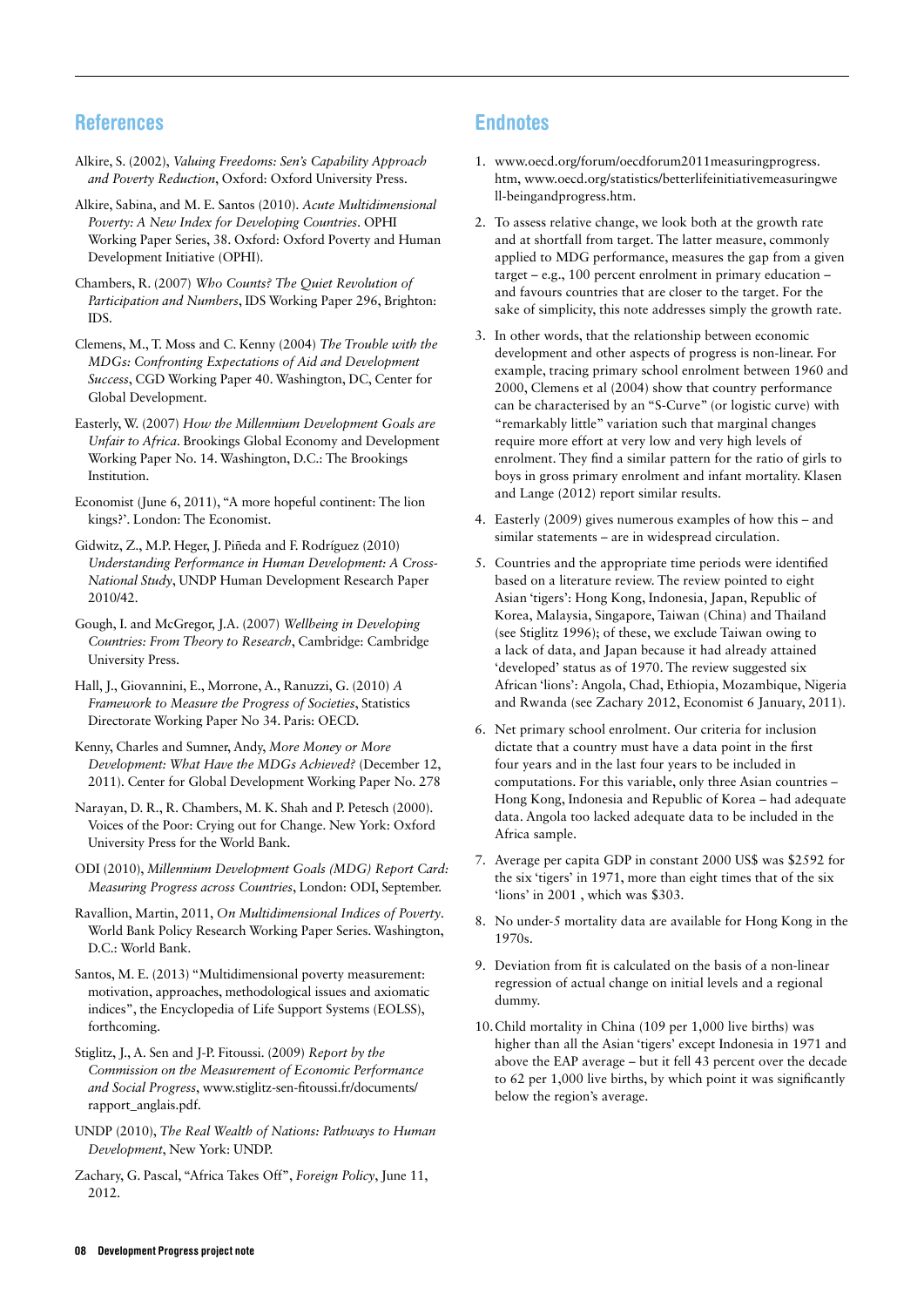## References

Alkire, S. (2002), *Valuing Freedoms: Sen's Capability Approach and Poverty Reduction*, Oxford: Oxford University Press.

Alkire, Sabina, and M. E. Santos (2010). *Acute Multidimensional Poverty: A New Index for Developing Countries*. OPHI Working Paper Series, 38. Oxford: Oxford Poverty and Human Development Initiative (OPHI).

Chambers, R. (2007) *Who Counts? The Quiet Revolution of Participation and Numbers*, IDS Working Paper 296, Brighton: IDS.

Clemens, M., T. Moss and C. Kenny (2004) *The Trouble with the MDGs: Confronting Expectations of Aid and Development Success*, CGD Working Paper 40. Washington, DC, Center for Global Development.

Easterly, W. (2007) *How the Millennium Development Goals are Unfair to Africa*. Brookings Global Economy and Development Working Paper No. 14. Washington, D.C.: The Brookings Institution.

Economist (June 6, 2011), "A more hopeful continent: The lion kings?'. London: The Economist.

Gidwitz, Z., M.P. Heger, J. Piñeda and F. Rodríguez (2010) *Understanding Performance in Human Development: A Cross-National Study*, UNDP Human Development Research Paper 2010/42.

Gough, I. and McGregor, J.A. (2007) *Wellbeing in Developing Countries: From Theory to Research*, Cambridge: Cambridge University Press.

Hall, J., Giovannini, E., Morrone, A., Ranuzzi, G. (2010) *A Framework to Measure the Progress of Societies*, Statistics Directorate Working Paper No 34. Paris: OECD.

Kenny, Charles and Sumner, Andy, *More Money or More Development: What Have the MDGs Achieved?* (December 12, 2011). Center for Global Development Working Paper No. 278

Narayan, D. R., R. Chambers, M. K. Shah and P. Petesch (2000). Voices of the Poor: Crying out for Change. New York: Oxford University Press for the World Bank.

ODI (2010), *Millennium Development Goals (MDG) Report Card: Measuring Progress across Countries*, London: ODI, September.

Ravallion, Martin, 2011, *On Multidimensional Indices of Poverty*. World Bank Policy Research Working Paper Series. Washington, D.C.: World Bank.

Santos, M. E. (2013) "Multidimensional poverty measurement: motivation, approaches, methodological issues and axiomatic indices", the Encyclopedia of Life Support Systems (EOLSS), forthcoming.

Stiglitz, J., A. Sen and J-P. Fitoussi. (2009) *Report by the Commission on the Measurement of Economic Performance and Social Progress*, www.stiglitz-sen-fitoussi.fr/documents/rapport_anglais.pdf.

UNDP (2010), *The Real Wealth of Nations: Pathways to Human Development*, New York: UNDP.

Zachary, G. Pascal, "Africa Takes Off", *Foreign Policy*, June 11, 2012.

## Endnotes

1. www.oecd.org/forum/oecdforum2011measuringprogress.htm, www.oecd.org/statistics/betterlifeinitiativemeasuringwell-beingandprogress.htm.

2. To assess relative change, we look both at the growth rate and at shortfall from target. The latter measure, commonly applied to MDG performance, measures the gap from a given target – e.g., 100 percent enrolment in primary education – and favours countries that are closer to the target. For the sake of simplicity, this note addresses simply the growth rate.

3. In other words, that the relationship between economic development and other aspects of progress is non-linear. For example, tracing primary school enrolment between 1960 and 2000, Clemens et al (2004) show that country performance can be characterised by an "S-Curve" (or logistic curve) with "remarkably little" variation such that marginal changes require more effort at very low and very high levels of enrolment. They find a similar pattern for the ratio of girls to boys in gross primary enrolment and infant mortality. Klasen and Lange (2012) report similar results.

4. Easterly (2009) gives numerous examples of how this – and similar statements – are in widespread circulation.

5. Countries and the appropriate time periods were identified based on a literature review. The review pointed to eight Asian 'tigers': Hong Kong, Indonesia, Japan, Republic of Korea, Malaysia, Singapore, Taiwan (China) and Thailand (see Stiglitz 1996); of these, we exclude Taiwan owing to a lack of data, and Japan because it had already attained 'developed' status as of 1970. The review suggested six African 'lions': Angola, Chad, Ethiopia, Mozambique, Nigeria and Rwanda (see Zachary 2012, Economist 6 January, 2011).

6. Net primary school enrolment. Our criteria for inclusion dictate that a country must have a data point in the first four years and in the last four years to be included in computations. For this variable, only three Asian countries – Hong Kong, Indonesia and Republic of Korea – had adequate data. Angola too lacked adequate data to be included in the Africa sample.

7. Average per capita GDP in constant 2000 US$ was $2592 for the six 'tigers' in 1971, more than eight times that of the six 'lions' in 2001 , which was $303.

8. No under-5 mortality data are available for Hong Kong in the 1970s.

9. Deviation from fit is calculated on the basis of a non-linear regression of actual change on initial levels and a regional dummy.

10. Child mortality in China (109 per 1,000 live births) was higher than all the Asian 'tigers' except Indonesia in 1971 and above the EAP average – but it fell 43 percent over the decade to 62 per 1,000 live births, by which point it was significantly below the region's average.